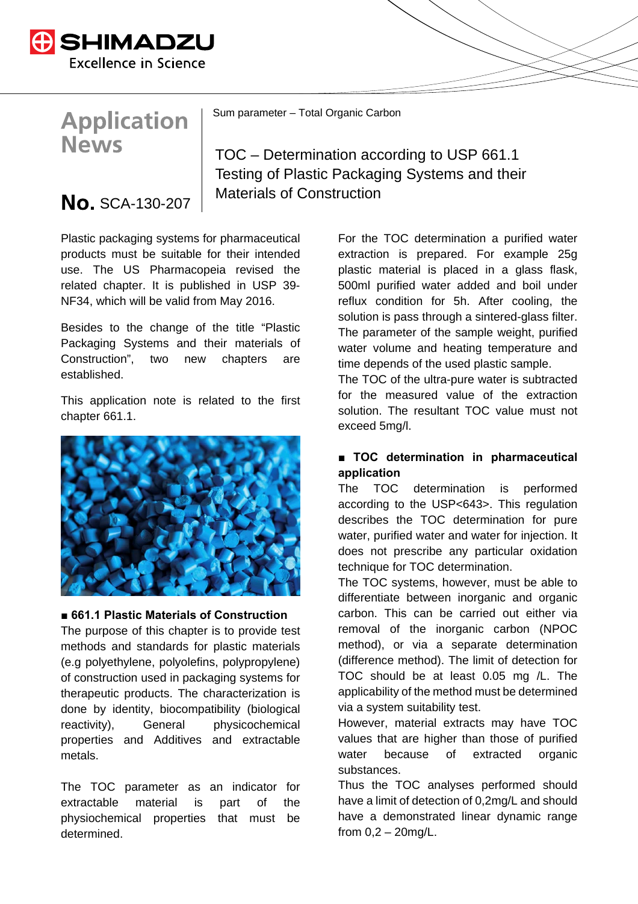Application News

No. SCA-130-207

Sum parameter – Total Organic Carbon

# TOC – Determination according to USP 661.1 Testing of Plastic Packaging Systems and their Materials of Construction

Plastic packaging systems for pharmaceutical products must be suitable for their intended use. The US Pharmacopeia revised the related chapter. It is published in USP 39-NF34, which will be valid from May 2016.

Besides to the change of the title "Plastic Packaging Systems and their materials of Construction", two new chapters are established.

This application note is related to the first chapter 661.1.

## ■ 661.1 Plastic Materials of Construction

The purpose of this chapter is to provide test methods and standards for plastic materials (e.g polyethylene, polyolefins, polypropylene) of construction used in packaging systems for therapeutic products. The characterization is done by identity, biocompatibility (biological reactivity), General physicochemical properties and Additives and extractable metals.

The TOC parameter as an indicator for extractable material is part of the physiochemical properties that must be determined.

For the TOC determination a purified water extraction is prepared. For example 25g plastic material is placed in a glass flask, 500ml purified water added and boil under reflux condition for 5h. After cooling, the solution is pass through a sintered-glass filter. The parameter of the sample weight, purified water volume and heating temperature and time depends of the used plastic sample.
The TOC of the ultra-pure water is subtracted for the measured value of the extraction solution. The resultant TOC value must not exceed 5mg/l.

## ■ TOC determination in pharmaceutical application

The TOC determination is performed according to the USP<643>. This regulation describes the TOC determination for pure water, purified water and water for injection. It does not prescribe any particular oxidation technique for TOC determination.
The TOC systems, however, must be able to differentiate between inorganic and organic carbon. This can be carried out either via removal of the inorganic carbon (NPOC method), or via a separate determination (difference method). The limit of detection for TOC should be at least 0.05 mg /L. The applicability of the method must be determined via a system suitability test.
However, material extracts may have TOC values that are higher than those of purified water because of extracted organic substances.
Thus the TOC analyses performed should have a limit of detection of 0,2mg/L and should have a demonstrated linear dynamic range from 0,2 – 20mg/L.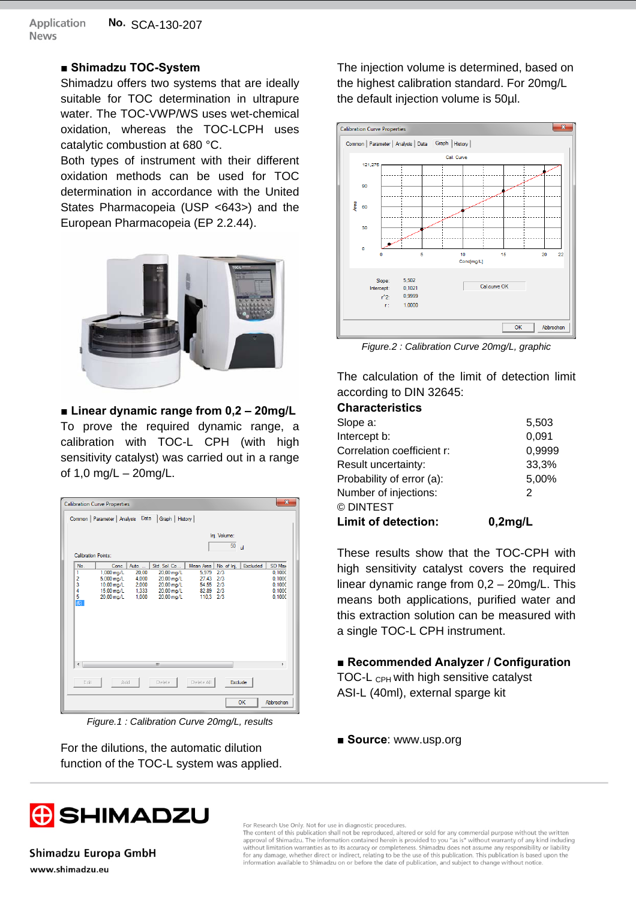## ■ Shimadzu TOC-System

Shimadzu offers two systems that are ideally suitable for TOC determination in ultrapure water. The TOC-VWP/WS uses wet-chemical oxidation, whereas the TOC-LCPH uses catalytic combustion at 680 °C.

Both types of instrument with their different oxidation methods can be used for TOC determination in accordance with the United States Pharmacopeia (USP <643>) and the European Pharmacopeia (EP 2.2.44).

## ■ Linear dynamic range from 0,2 – 20mg/L

To prove the required dynamic range, a calibration with TOC-L CPH (with high sensitivity catalyst) was carried out in a range of 1,0 mg/L – 20mg/L.

Calibration Curve Properties

Common | Parameter | Analysis | Data | Graph | History

Inj. Volume: 50 µl

Calibration Points:

| No | Conc. | Auto ... | Std. Sol. Co... | Mean Area | No. of Inj. | Excluded | SD Max |
|---|---|---|---|---|---|---|---|
| 1 | 1,000 mg/L | 20,00 | 20,00 mg/L | 5,579 | 2/3 | | 0,1000 |
| 2 | 5,000 mg/L | 4,000 | 20,00 mg/L | 27,43 | 2/3 | | 0,1000 |
| 3 | 10,00 mg/L | 2,000 | 20,00 mg/L | 54,55 | 2/3 | | 0,1000 |
| 4 | 15,00 mg/L | 1,333 | 20,00 mg/L | 82,89 | 2/3 | | 0,1000 |
| 5 | 20,00 mg/L | 1,000 | 20,00 mg/L | 110,3 | 2/3 | | 0,1000 |
| (6) | | | | | | | |

Edit | Add | Delete | Delete All | Exclude

OK | Abbrechen

*Figure.1 : Calibration Curve 20mg/L, results*

For the dilutions, the automatic dilution function of the TOC-L system was applied.

The injection volume is determined, based on the highest calibration standard. For 20mg/L the default injection volume is 50µl.

Calibration Curve Properties

Common | Parameter | Analysis | Data | Graph | History

Cal. Curve

121,275
90
60
30
0
Area
0
5
10
15
20
22
Conc[mg/L]

Slope: 5,502
Intercept: 0,1021
r^2: 0,9999
r: 1,0000

Cal curve OK

OK | Abbrechen

*Figure.2 : Calibration Curve 20mg/L, graphic*

The calculation of the limit of detection limit according to DIN 32645:

**Characteristics**

| | |
|---|---|
| Slope a: | 5,503 |
| Intercept b: | 0,091 |
| Correlation coefficient r: | 0,9999 |
| Result uncertainty: | 33,3% |
| Probability of error (a): | 5,00% |
| Number of injections: | 2 |

© DINTEST

**Limit of detection: 0,2mg/L**

These results show that the TOC-CPH with high sensitivity catalyst covers the required linear dynamic range from 0,2 – 20mg/L. This means both applications, purified water and this extraction solution can be measured with a single TOC-L CPH instrument.

## ■ Recommended Analyzer / Configuration

TOC-L $_{CPH}$ with high sensitive catalyst
ASI-L (40ml), external sparge kit

■ **Source**: www.usp.org

SHIMADZU

Shimadzu Europa GmbH
www.shimadzu.eu

For Research Use Only. Not for use in diagnostic procedures.
The content of this publication shall not be reproduced, altered or sold for any commercial purpose without the written approval of Shimadzu. The information contained herein is provided to you "as is" without warranty of any kind including without limitation warranties as to its accuracy or completeness. Shimadzu does not assume any responsibility or liability for any damage, whether direct or indirect, relating to be the use of this publication. This publication is based upon the information available to Shimadzu on or before the date of publication, and subject to change without notice.